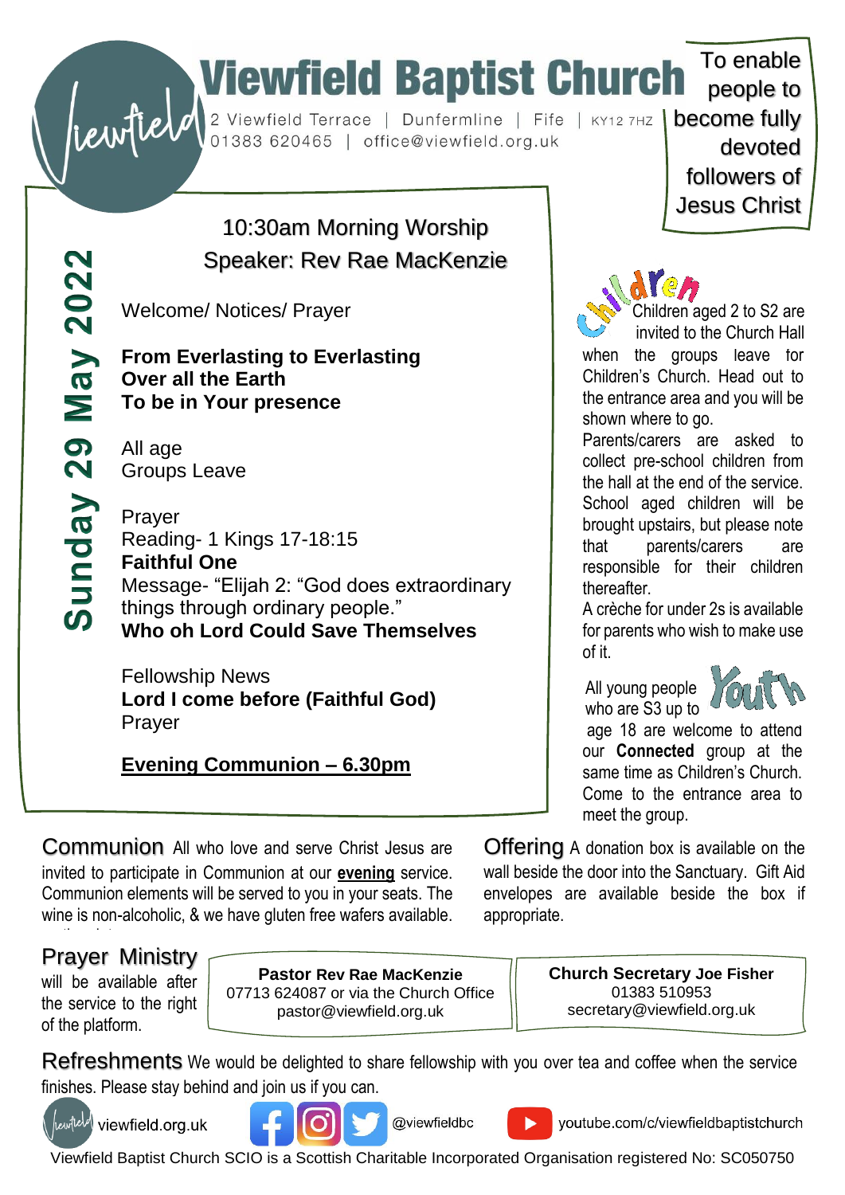# Viewfield Baptist Church

2 Viewfield Terrace | Dunfermline | Fife | KY12 7HZ
01383 620465 | office@viewfield.org.uk

To enable people to become fully devoted followers of Jesus Christ

## Sunday 29 May 2022

10:30am Morning Worship
Speaker: Rev Rae MacKenzie

Welcome/ Notices/ Prayer

**From Everlasting to Everlasting**
**Over all the Earth**
**To be in Your presence**

All age
Groups Leave

Prayer
Reading- 1 Kings 17-18:15
**Faithful One**
Message- "Elijah 2: "God does extraordinary things through ordinary people."
**Who oh Lord Could Save Themselves**

Fellowship News
**Lord I come before (Faithful God)**
Prayer

**Evening Communion – 6.30pm**

### Children

Children aged 2 to S2 are invited to the Church Hall when the groups leave for Children's Church. Head out to the entrance area and you will be shown where to go.
Parents/carers are asked to collect pre-school children from the hall at the end of the service. School aged children will be brought upstairs, but please note that parents/carers are responsible for their children thereafter.
A crèche for under 2s is available for parents who wish to make use of it.

### Youth

All young people who are S3 up to age 18 are welcome to attend our **Connected** group at the same time as Children's Church. Come to the entrance area to meet the group.

### Communion

All who love and serve Christ Jesus are invited to participate in Communion at our **evening** service. Communion elements will be served to you in your seats. The wine is non-alcoholic, & we have gluten free wafers available.

### Offering

A donation box is available on the wall beside the door into the Sanctuary. Gift Aid envelopes are available beside the box if appropriate.

### Prayer Ministry

will be available after the service to the right of the platform.

**Pastor Rev Rae MacKenzie**
07713 624087 or via the Church Office
pastor@viewfield.org.uk

**Church Secretary Joe Fisher**
01383 510953
secretary@viewfield.org.uk

### Refreshments

We would be delighted to share fellowship with you over tea and coffee when the service finishes. Please stay behind and join us if you can.

viewfield.org.uk | @viewfieldbc | youtube.com/c/viewfieldbaptistchurch

Viewfield Baptist Church SCIO is a Scottish Charitable Incorporated Organisation registered No: SC050750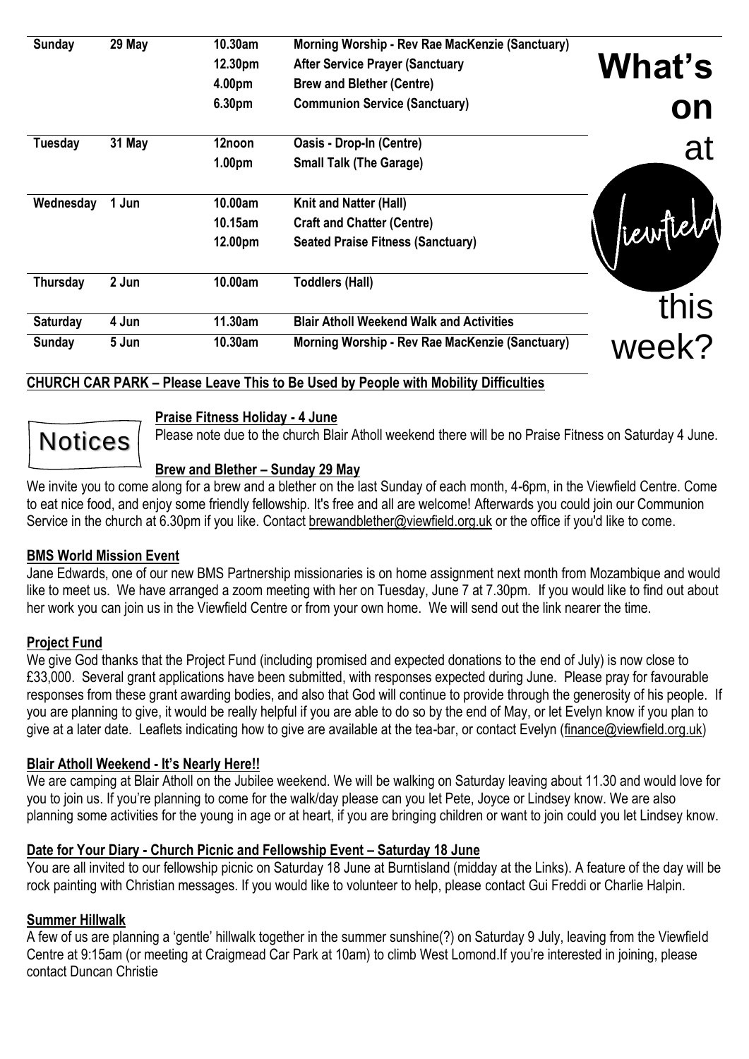# What's on at Viewfield this week?

| | | | |
|---|---|---|---|
| **Sunday** | **29 May** | **10.30am** | **Morning Worship - Rev Rae MacKenzie (Sanctuary)** |
| | | **12.30pm** | **After Service Prayer (Sanctuary** |
| | | **4.00pm** | **Brew and Blether (Centre)** |
| | | **6.30pm** | **Communion Service (Sanctuary)** |
| **Tuesday** | **31 May** | **12noon** | **Oasis - Drop-In (Centre)** |
| | | **1.00pm** | **Small Talk (The Garage)** |
| **Wednesday** | **1 Jun** | **10.00am** | **Knit and Natter (Hall)** |
| | | **10.15am** | **Craft and Chatter (Centre)** |
| | | **12.00pm** | **Seated Praise Fitness (Sanctuary)** |
| **Thursday** | **2 Jun** | **10.00am** | **Toddlers (Hall)** |
| **Saturday** | **4 Jun** | **11.30am** | **Blair Atholl Weekend Walk and Activities** |
| **Sunday** | **5 Jun** | **10.30am** | **Morning Worship - Rev Rae MacKenzie (Sanctuary)** |

**CHURCH CAR PARK – Please Leave This to Be Used by People with Mobility Difficulties**

## Notices

**Praise Fitness Holiday - 4 June**

Please note due to the church Blair Atholl weekend there will be no Praise Fitness on Saturday 4 June.

**Brew and Blether – Sunday 29 May**

We invite you to come along for a brew and a blether on the last Sunday of each month, 4-6pm, in the Viewfield Centre. Come to eat nice food, and enjoy some friendly fellowship. It's free and all are welcome! Afterwards you could join our Communion Service in the church at 6.30pm if you like. Contact brewandblether@viewfield.org.uk or the office if you'd like to come.

**BMS World Mission Event**

Jane Edwards, one of our new BMS Partnership missionaries is on home assignment next month from Mozambique and would like to meet us. We have arranged a zoom meeting with her on Tuesday, June 7 at 7.30pm. If you would like to find out about her work you can join us in the Viewfield Centre or from your own home. We will send out the link nearer the time.

**Project Fund**

We give God thanks that the Project Fund (including promised and expected donations to the end of July) is now close to £33,000. Several grant applications have been submitted, with responses expected during June. Please pray for favourable responses from these grant awarding bodies, and also that God will continue to provide through the generosity of his people. If you are planning to give, it would be really helpful if you are able to do so by the end of May, or let Evelyn know if you plan to give at a later date. Leaflets indicating how to give are available at the tea-bar, or contact Evelyn (finance@viewfield.org.uk)

**Blair Atholl Weekend - It's Nearly Here!!**

We are camping at Blair Atholl on the Jubilee weekend. We will be walking on Saturday leaving about 11.30 and would love for you to join us. If you're planning to come for the walk/day please can you let Pete, Joyce or Lindsey know. We are also planning some activities for the young in age or at heart, if you are bringing children or want to join could you let Lindsey know.

**Date for Your Diary - Church Picnic and Fellowship Event – Saturday 18 June**

You are all invited to our fellowship picnic on Saturday 18 June at Burntisland (midday at the Links). A feature of the day will be rock painting with Christian messages. If you would like to volunteer to help, please contact Gui Freddi or Charlie Halpin.

**Summer Hillwalk**

A few of us are planning a 'gentle' hillwalk together in the summer sunshine(?) on Saturday 9 July, leaving from the Viewfield Centre at 9:15am (or meeting at Craigmead Car Park at 10am) to climb West Lomond.If you're interested in joining, please contact Duncan Christie